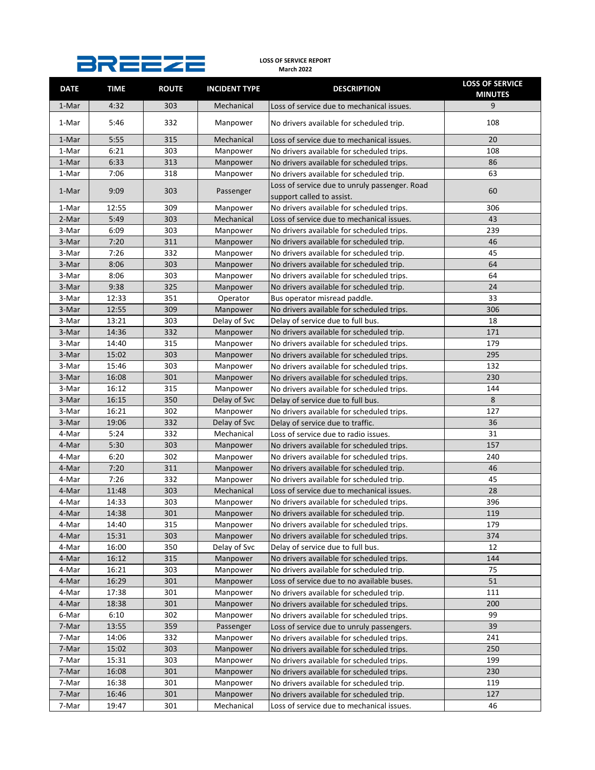BREEZE

**LOSS OF SERVICE REPORT**
**March 2022**

| DATE | TIME | ROUTE | INCIDENT TYPE | DESCRIPTION | LOSS OF SERVICE MINUTES |
|---|---|---|---|---|---|
| 1-Mar | 4:32 | 303 | Mechanical | Loss of service due to mechanical issues. | 9 |
| 1-Mar | 5:46 | 332 | Manpower | No drivers available for scheduled trip. | 108 |
| 1-Mar | 5:55 | 315 | Mechanical | Loss of service due to mechanical issues. | 20 |
| 1-Mar | 6:21 | 303 | Manpower | No drivers available for scheduled trips. | 108 |
| 1-Mar | 6:33 | 313 | Manpower | No drivers available for scheduled trips. | 86 |
| 1-Mar | 7:06 | 318 | Manpower | No drivers available for scheduled trip. | 63 |
| 1-Mar | 9:09 | 303 | Passenger | Loss of service due to unruly passenger. Road support called to assist. | 60 |
| 1-Mar | 12:55 | 309 | Manpower | No drivers available for scheduled trips. | 306 |
| 2-Mar | 5:49 | 303 | Mechanical | Loss of service due to mechanical issues. | 43 |
| 3-Mar | 6:09 | 303 | Manpower | No drivers available for scheduled trips. | 239 |
| 3-Mar | 7:20 | 311 | Manpower | No drivers available for scheduled trip. | 46 |
| 3-Mar | 7:26 | 332 | Manpower | No drivers available for scheduled trip. | 45 |
| 3-Mar | 8:06 | 303 | Manpower | No drivers available for scheduled trip. | 64 |
| 3-Mar | 8:06 | 303 | Manpower | No drivers available for scheduled trips. | 64 |
| 3-Mar | 9:38 | 325 | Manpower | No drivers available for scheduled trip. | 24 |
| 3-Mar | 12:33 | 351 | Operator | Bus operator misread paddle. | 33 |
| 3-Mar | 12:55 | 309 | Manpower | No drivers available for scheduled trips. | 306 |
| 3-Mar | 13:21 | 303 | Delay of Svc | Delay of service due to full bus. | 18 |
| 3-Mar | 14:36 | 332 | Manpower | No drivers available for scheduled trip. | 171 |
| 3-Mar | 14:40 | 315 | Manpower | No drivers available for scheduled trips. | 179 |
| 3-Mar | 15:02 | 303 | Manpower | No drivers available for scheduled trips. | 295 |
| 3-Mar | 15:46 | 303 | Manpower | No drivers available for scheduled trips. | 132 |
| 3-Mar | 16:08 | 301 | Manpower | No drivers available for scheduled trips. | 230 |
| 3-Mar | 16:12 | 315 | Manpower | No drivers available for scheduled trips. | 144 |
| 3-Mar | 16:15 | 350 | Delay of Svc | Delay of service due to full bus. | 8 |
| 3-Mar | 16:21 | 302 | Manpower | No drivers available for scheduled trips. | 127 |
| 3-Mar | 19:06 | 332 | Delay of Svc | Delay of service due to traffic. | 36 |
| 4-Mar | 5:24 | 332 | Mechanical | Loss of service due to radio issues. | 31 |
| 4-Mar | 5:30 | 303 | Manpower | No drivers available for scheduled trips. | 157 |
| 4-Mar | 6:20 | 302 | Manpower | No drivers available for scheduled trips. | 240 |
| 4-Mar | 7:20 | 311 | Manpower | No drivers available for scheduled trip. | 46 |
| 4-Mar | 7:26 | 332 | Manpower | No drivers available for scheduled trip. | 45 |
| 4-Mar | 11:48 | 303 | Mechanical | Loss of service due to mechanical issues. | 28 |
| 4-Mar | 14:33 | 303 | Manpower | No drivers available for scheduled trips. | 396 |
| 4-Mar | 14:38 | 301 | Manpower | No drivers available for scheduled trip. | 119 |
| 4-Mar | 14:40 | 315 | Manpower | No drivers available for scheduled trips. | 179 |
| 4-Mar | 15:31 | 303 | Manpower | No drivers available for scheduled trips. | 374 |
| 4-Mar | 16:00 | 350 | Delay of Svc | Delay of service due to full bus. | 12 |
| 4-Mar | 16:12 | 315 | Manpower | No drivers available for scheduled trips. | 144 |
| 4-Mar | 16:21 | 303 | Manpower | No drivers available for scheduled trip. | 75 |
| 4-Mar | 16:29 | 301 | Manpower | Loss of service due to no available buses. | 51 |
| 4-Mar | 17:38 | 301 | Manpower | No drivers available for scheduled trip. | 111 |
| 4-Mar | 18:38 | 301 | Manpower | No drivers available for scheduled trips. | 200 |
| 6-Mar | 6:10 | 302 | Manpower | No drivers available for scheduled trips. | 99 |
| 7-Mar | 13:55 | 359 | Passenger | Loss of service due to unruly passengers. | 39 |
| 7-Mar | 14:06 | 332 | Manpower | No drivers available for scheduled trips. | 241 |
| 7-Mar | 15:02 | 303 | Manpower | No drivers available for scheduled trips. | 250 |
| 7-Mar | 15:31 | 303 | Manpower | No drivers available for scheduled trips. | 199 |
| 7-Mar | 16:08 | 301 | Manpower | No drivers available for scheduled trips. | 230 |
| 7-Mar | 16:38 | 301 | Manpower | No drivers available for scheduled trip. | 119 |
| 7-Mar | 16:46 | 301 | Manpower | No drivers available for scheduled trip. | 127 |
| 7-Mar | 19:47 | 301 | Mechanical | Loss of service due to mechanical issues. | 46 |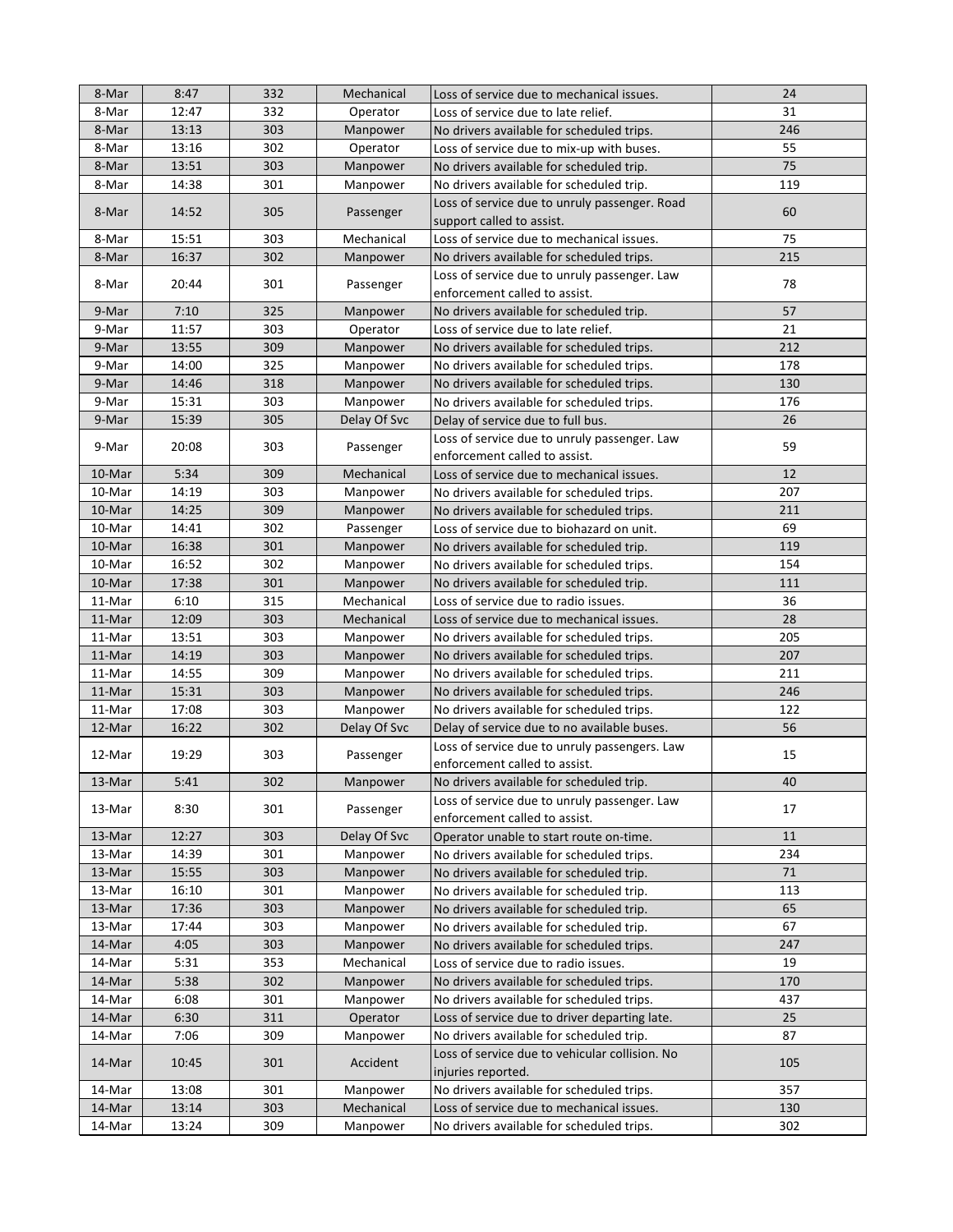| 8-Mar | 8:47 | 332 | Mechanical | Loss of service due to mechanical issues. | 24 |
|---|---|---|---|---|---|
| 8-Mar | 12:47 | 332 | Operator | Loss of service due to late relief. | 31 |
| 8-Mar | 13:13 | 303 | Manpower | No drivers available for scheduled trips. | 246 |
| 8-Mar | 13:16 | 302 | Operator | Loss of service due to mix-up with buses. | 55 |
| 8-Mar | 13:51 | 303 | Manpower | No drivers available for scheduled trip. | 75 |
| 8-Mar | 14:38 | 301 | Manpower | No drivers available for scheduled trip. | 119 |
| 8-Mar | 14:52 | 305 | Passenger | Loss of service due to unruly passenger. Road support called to assist. | 60 |
| 8-Mar | 15:51 | 303 | Mechanical | Loss of service due to mechanical issues. | 75 |
| 8-Mar | 16:37 | 302 | Manpower | No drivers available for scheduled trips. | 215 |
| 8-Mar | 20:44 | 301 | Passenger | Loss of service due to unruly passenger. Law enforcement called to assist. | 78 |
| 9-Mar | 7:10 | 325 | Manpower | No drivers available for scheduled trip. | 57 |
| 9-Mar | 11:57 | 303 | Operator | Loss of service due to late relief. | 21 |
| 9-Mar | 13:55 | 309 | Manpower | No drivers available for scheduled trips. | 212 |
| 9-Mar | 14:00 | 325 | Manpower | No drivers available for scheduled trips. | 178 |
| 9-Mar | 14:46 | 318 | Manpower | No drivers available for scheduled trips. | 130 |
| 9-Mar | 15:31 | 303 | Manpower | No drivers available for scheduled trips. | 176 |
| 9-Mar | 15:39 | 305 | Delay Of Svc | Delay of service due to full bus. | 26 |
| 9-Mar | 20:08 | 303 | Passenger | Loss of service due to unruly passenger. Law enforcement called to assist. | 59 |
| 10-Mar | 5:34 | 309 | Mechanical | Loss of service due to mechanical issues. | 12 |
| 10-Mar | 14:19 | 303 | Manpower | No drivers available for scheduled trips. | 207 |
| 10-Mar | 14:25 | 309 | Manpower | No drivers available for scheduled trips. | 211 |
| 10-Mar | 14:41 | 302 | Passenger | Loss of service due to biohazard on unit. | 69 |
| 10-Mar | 16:38 | 301 | Manpower | No drivers available for scheduled trip. | 119 |
| 10-Mar | 16:52 | 302 | Manpower | No drivers available for scheduled trips. | 154 |
| 10-Mar | 17:38 | 301 | Manpower | No drivers available for scheduled trip. | 111 |
| 11-Mar | 6:10 | 315 | Mechanical | Loss of service due to radio issues. | 36 |
| 11-Mar | 12:09 | 303 | Mechanical | Loss of service due to mechanical issues. | 28 |
| 11-Mar | 13:51 | 303 | Manpower | No drivers available for scheduled trips. | 205 |
| 11-Mar | 14:19 | 303 | Manpower | No drivers available for scheduled trips. | 207 |
| 11-Mar | 14:55 | 309 | Manpower | No drivers available for scheduled trips. | 211 |
| 11-Mar | 15:31 | 303 | Manpower | No drivers available for scheduled trips. | 246 |
| 11-Mar | 17:08 | 303 | Manpower | No drivers available for scheduled trips. | 122 |
| 12-Mar | 16:22 | 302 | Delay Of Svc | Delay of service due to no available buses. | 56 |
| 12-Mar | 19:29 | 303 | Passenger | Loss of service due to unruly passengers. Law enforcement called to assist. | 15 |
| 13-Mar | 5:41 | 302 | Manpower | No drivers available for scheduled trip. | 40 |
| 13-Mar | 8:30 | 301 | Passenger | Loss of service due to unruly passenger. Law enforcement called to assist. | 17 |
| 13-Mar | 12:27 | 303 | Delay Of Svc | Operator unable to start route on-time. | 11 |
| 13-Mar | 14:39 | 301 | Manpower | No drivers available for scheduled trips. | 234 |
| 13-Mar | 15:55 | 303 | Manpower | No drivers available for scheduled trip. | 71 |
| 13-Mar | 16:10 | 301 | Manpower | No drivers available for scheduled trip. | 113 |
| 13-Mar | 17:36 | 303 | Manpower | No drivers available for scheduled trip. | 65 |
| 13-Mar | 17:44 | 303 | Manpower | No drivers available for scheduled trip. | 67 |
| 14-Mar | 4:05 | 303 | Manpower | No drivers available for scheduled trips. | 247 |
| 14-Mar | 5:31 | 353 | Mechanical | Loss of service due to radio issues. | 19 |
| 14-Mar | 5:38 | 302 | Manpower | No drivers available for scheduled trips. | 170 |
| 14-Mar | 6:08 | 301 | Manpower | No drivers available for scheduled trips. | 437 |
| 14-Mar | 6:30 | 311 | Operator | Loss of service due to driver departing late. | 25 |
| 14-Mar | 7:06 | 309 | Manpower | No drivers available for scheduled trip. | 87 |
| 14-Mar | 10:45 | 301 | Accident | Loss of service due to vehicular collision. No injuries reported. | 105 |
| 14-Mar | 13:08 | 301 | Manpower | No drivers available for scheduled trips. | 357 |
| 14-Mar | 13:14 | 303 | Mechanical | Loss of service due to mechanical issues. | 130 |
| 14-Mar | 13:24 | 309 | Manpower | No drivers available for scheduled trips. | 302 |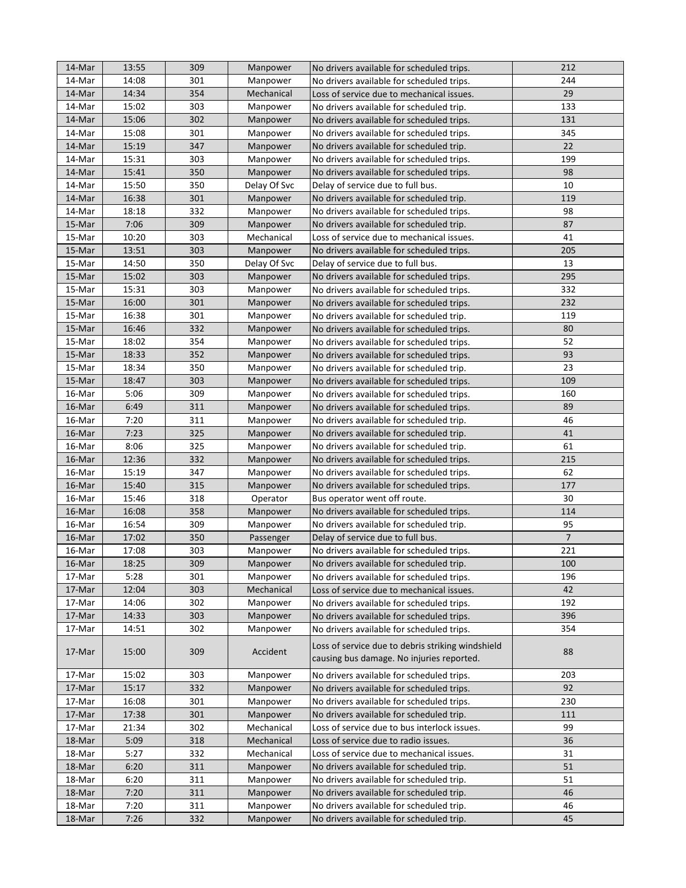| | | | | | |
|---|---|---|---|---|---|
| 14-Mar | 13:55 | 309 | Manpower | No drivers available for scheduled trips. | 212 |
| 14-Mar | 14:08 | 301 | Manpower | No drivers available for scheduled trips. | 244 |
| 14-Mar | 14:34 | 354 | Mechanical | Loss of service due to mechanical issues. | 29 |
| 14-Mar | 15:02 | 303 | Manpower | No drivers available for scheduled trip. | 133 |
| 14-Mar | 15:06 | 302 | Manpower | No drivers available for scheduled trips. | 131 |
| 14-Mar | 15:08 | 301 | Manpower | No drivers available for scheduled trips. | 345 |
| 14-Mar | 15:19 | 347 | Manpower | No drivers available for scheduled trip. | 22 |
| 14-Mar | 15:31 | 303 | Manpower | No drivers available for scheduled trips. | 199 |
| 14-Mar | 15:41 | 350 | Manpower | No drivers available for scheduled trips. | 98 |
| 14-Mar | 15:50 | 350 | Delay Of Svc | Delay of service due to full bus. | 10 |
| 14-Mar | 16:38 | 301 | Manpower | No drivers available for scheduled trip. | 119 |
| 14-Mar | 18:18 | 332 | Manpower | No drivers available for scheduled trips. | 98 |
| 15-Mar | 7:06 | 309 | Manpower | No drivers available for scheduled trip. | 87 |
| 15-Mar | 10:20 | 303 | Mechanical | Loss of service due to mechanical issues. | 41 |
| 15-Mar | 13:51 | 303 | Manpower | No drivers available for scheduled trips. | 205 |
| 15-Mar | 14:50 | 350 | Delay Of Svc | Delay of service due to full bus. | 13 |
| 15-Mar | 15:02 | 303 | Manpower | No drivers available for scheduled trips. | 295 |
| 15-Mar | 15:31 | 303 | Manpower | No drivers available for scheduled trips. | 332 |
| 15-Mar | 16:00 | 301 | Manpower | No drivers available for scheduled trips. | 232 |
| 15-Mar | 16:38 | 301 | Manpower | No drivers available for scheduled trip. | 119 |
| 15-Mar | 16:46 | 332 | Manpower | No drivers available for scheduled trips. | 80 |
| 15-Mar | 18:02 | 354 | Manpower | No drivers available for scheduled trips. | 52 |
| 15-Mar | 18:33 | 352 | Manpower | No drivers available for scheduled trips. | 93 |
| 15-Mar | 18:34 | 350 | Manpower | No drivers available for scheduled trip. | 23 |
| 15-Mar | 18:47 | 303 | Manpower | No drivers available for scheduled trips. | 109 |
| 16-Mar | 5:06 | 309 | Manpower | No drivers available for scheduled trips. | 160 |
| 16-Mar | 6:49 | 311 | Manpower | No drivers available for scheduled trips. | 89 |
| 16-Mar | 7:20 | 311 | Manpower | No drivers available for scheduled trip. | 46 |
| 16-Mar | 7:23 | 325 | Manpower | No drivers available for scheduled trip. | 41 |
| 16-Mar | 8:06 | 325 | Manpower | No drivers available for scheduled trip. | 61 |
| 16-Mar | 12:36 | 332 | Manpower | No drivers available for scheduled trips. | 215 |
| 16-Mar | 15:19 | 347 | Manpower | No drivers available for scheduled trips. | 62 |
| 16-Mar | 15:40 | 315 | Manpower | No drivers available for scheduled trips. | 177 |
| 16-Mar | 15:46 | 318 | Operator | Bus operator went off route. | 30 |
| 16-Mar | 16:08 | 358 | Manpower | No drivers available for scheduled trips. | 114 |
| 16-Mar | 16:54 | 309 | Manpower | No drivers available for scheduled trip. | 95 |
| 16-Mar | 17:02 | 350 | Passenger | Delay of service due to full bus. | 7 |
| 16-Mar | 17:08 | 303 | Manpower | No drivers available for scheduled trips. | 221 |
| 16-Mar | 18:25 | 309 | Manpower | No drivers available for scheduled trip. | 100 |
| 17-Mar | 5:28 | 301 | Manpower | No drivers available for scheduled trips. | 196 |
| 17-Mar | 12:04 | 303 | Mechanical | Loss of service due to mechanical issues. | 42 |
| 17-Mar | 14:06 | 302 | Manpower | No drivers available for scheduled trips. | 192 |
| 17-Mar | 14:33 | 303 | Manpower | No drivers available for scheduled trips. | 396 |
| 17-Mar | 14:51 | 302 | Manpower | No drivers available for scheduled trips. | 354 |
| 17-Mar | 15:00 | 309 | Accident | Loss of service due to debris striking windshield causing bus damage. No injuries reported. | 88 |
| 17-Mar | 15:02 | 303 | Manpower | No drivers available for scheduled trips. | 203 |
| 17-Mar | 15:17 | 332 | Manpower | No drivers available for scheduled trips. | 92 |
| 17-Mar | 16:08 | 301 | Manpower | No drivers available for scheduled trips. | 230 |
| 17-Mar | 17:38 | 301 | Manpower | No drivers available for scheduled trip. | 111 |
| 17-Mar | 21:34 | 302 | Mechanical | Loss of service due to bus interlock issues. | 99 |
| 18-Mar | 5:09 | 318 | Mechanical | Loss of service due to radio issues. | 36 |
| 18-Mar | 5:27 | 332 | Mechanical | Loss of service due to mechanical issues. | 31 |
| 18-Mar | 6:20 | 311 | Manpower | No drivers available for scheduled trip. | 51 |
| 18-Mar | 6:20 | 311 | Manpower | No drivers available for scheduled trip. | 51 |
| 18-Mar | 7:20 | 311 | Manpower | No drivers available for scheduled trip. | 46 |
| 18-Mar | 7:20 | 311 | Manpower | No drivers available for scheduled trip. | 46 |
| 18-Mar | 7:26 | 332 | Manpower | No drivers available for scheduled trip. | 45 |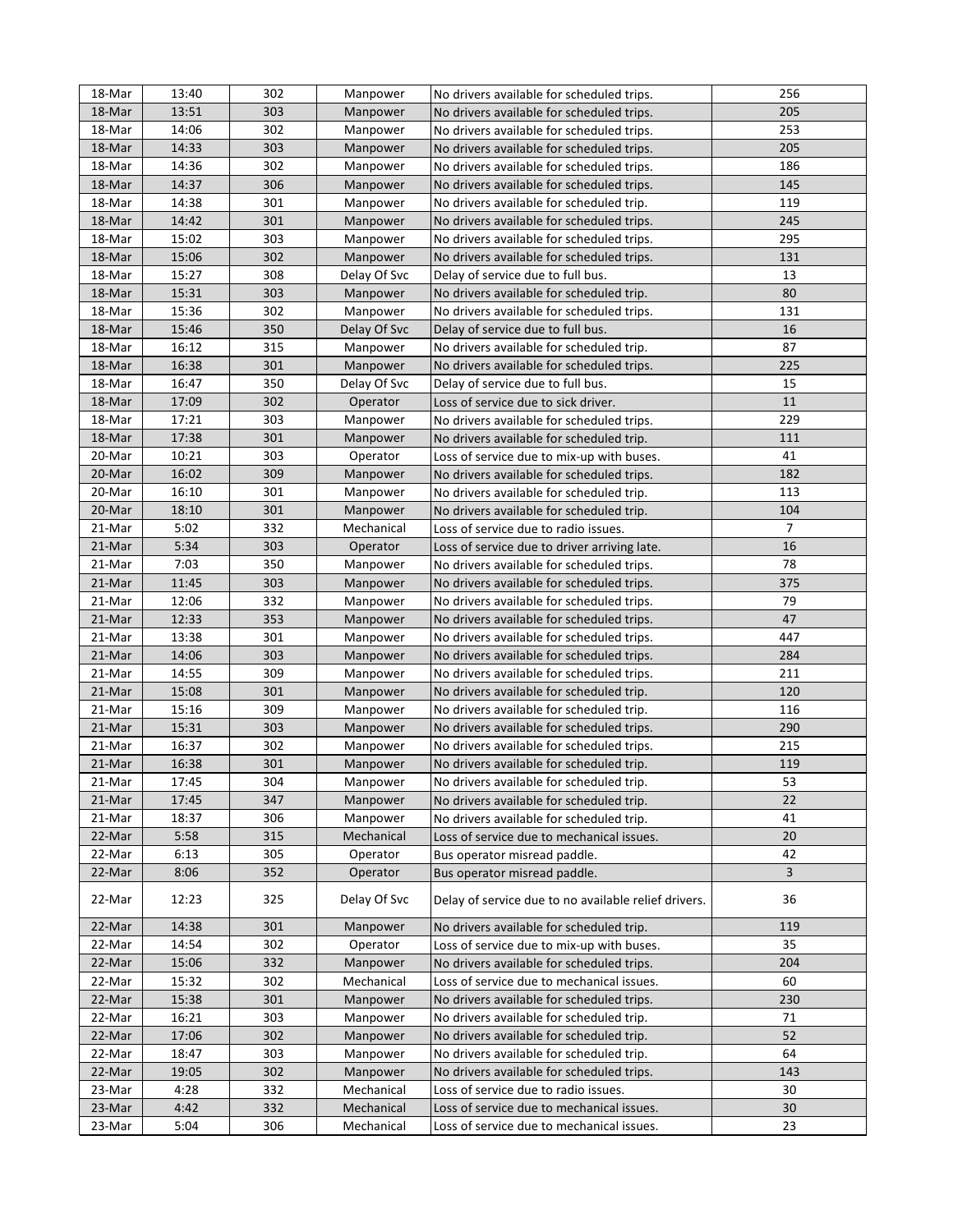| | | | | | |
|---|---|---|---|---|---|
| 18-Mar | 13:40 | 302 | Manpower | No drivers available for scheduled trips. | 256 |
| 18-Mar | 13:51 | 303 | Manpower | No drivers available for scheduled trips. | 205 |
| 18-Mar | 14:06 | 302 | Manpower | No drivers available for scheduled trips. | 253 |
| 18-Mar | 14:33 | 303 | Manpower | No drivers available for scheduled trips. | 205 |
| 18-Mar | 14:36 | 302 | Manpower | No drivers available for scheduled trips. | 186 |
| 18-Mar | 14:37 | 306 | Manpower | No drivers available for scheduled trips. | 145 |
| 18-Mar | 14:38 | 301 | Manpower | No drivers available for scheduled trip. | 119 |
| 18-Mar | 14:42 | 301 | Manpower | No drivers available for scheduled trips. | 245 |
| 18-Mar | 15:02 | 303 | Manpower | No drivers available for scheduled trips. | 295 |
| 18-Mar | 15:06 | 302 | Manpower | No drivers available for scheduled trips. | 131 |
| 18-Mar | 15:27 | 308 | Delay Of Svc | Delay of service due to full bus. | 13 |
| 18-Mar | 15:31 | 303 | Manpower | No drivers available for scheduled trip. | 80 |
| 18-Mar | 15:36 | 302 | Manpower | No drivers available for scheduled trips. | 131 |
| 18-Mar | 15:46 | 350 | Delay Of Svc | Delay of service due to full bus. | 16 |
| 18-Mar | 16:12 | 315 | Manpower | No drivers available for scheduled trip. | 87 |
| 18-Mar | 16:38 | 301 | Manpower | No drivers available for scheduled trips. | 225 |
| 18-Mar | 16:47 | 350 | Delay Of Svc | Delay of service due to full bus. | 15 |
| 18-Mar | 17:09 | 302 | Operator | Loss of service due to sick driver. | 11 |
| 18-Mar | 17:21 | 303 | Manpower | No drivers available for scheduled trips. | 229 |
| 18-Mar | 17:38 | 301 | Manpower | No drivers available for scheduled trip. | 111 |
| 20-Mar | 10:21 | 303 | Operator | Loss of service due to mix-up with buses. | 41 |
| 20-Mar | 16:02 | 309 | Manpower | No drivers available for scheduled trips. | 182 |
| 20-Mar | 16:10 | 301 | Manpower | No drivers available for scheduled trip. | 113 |
| 20-Mar | 18:10 | 301 | Manpower | No drivers available for scheduled trip. | 104 |
| 21-Mar | 5:02 | 332 | Mechanical | Loss of service due to radio issues. | 7 |
| 21-Mar | 5:34 | 303 | Operator | Loss of service due to driver arriving late. | 16 |
| 21-Mar | 7:03 | 350 | Manpower | No drivers available for scheduled trips. | 78 |
| 21-Mar | 11:45 | 303 | Manpower | No drivers available for scheduled trips. | 375 |
| 21-Mar | 12:06 | 332 | Manpower | No drivers available for scheduled trips. | 79 |
| 21-Mar | 12:33 | 353 | Manpower | No drivers available for scheduled trips. | 47 |
| 21-Mar | 13:38 | 301 | Manpower | No drivers available for scheduled trips. | 447 |
| 21-Mar | 14:06 | 303 | Manpower | No drivers available for scheduled trips. | 284 |
| 21-Mar | 14:55 | 309 | Manpower | No drivers available for scheduled trips. | 211 |
| 21-Mar | 15:08 | 301 | Manpower | No drivers available for scheduled trip. | 120 |
| 21-Mar | 15:16 | 309 | Manpower | No drivers available for scheduled trip. | 116 |
| 21-Mar | 15:31 | 303 | Manpower | No drivers available for scheduled trips. | 290 |
| 21-Mar | 16:37 | 302 | Manpower | No drivers available for scheduled trips. | 215 |
| 21-Mar | 16:38 | 301 | Manpower | No drivers available for scheduled trip. | 119 |
| 21-Mar | 17:45 | 304 | Manpower | No drivers available for scheduled trip. | 53 |
| 21-Mar | 17:45 | 347 | Manpower | No drivers available for scheduled trip. | 22 |
| 21-Mar | 18:37 | 306 | Manpower | No drivers available for scheduled trip. | 41 |
| 22-Mar | 5:58 | 315 | Mechanical | Loss of service due to mechanical issues. | 20 |
| 22-Mar | 6:13 | 305 | Operator | Bus operator misread paddle. | 42 |
| 22-Mar | 8:06 | 352 | Operator | Bus operator misread paddle. | 3 |
| 22-Mar | 12:23 | 325 | Delay Of Svc | Delay of service due to no available relief drivers. | 36 |
| 22-Mar | 14:38 | 301 | Manpower | No drivers available for scheduled trip. | 119 |
| 22-Mar | 14:54 | 302 | Operator | Loss of service due to mix-up with buses. | 35 |
| 22-Mar | 15:06 | 332 | Manpower | No drivers available for scheduled trips. | 204 |
| 22-Mar | 15:32 | 302 | Mechanical | Loss of service due to mechanical issues. | 60 |
| 22-Mar | 15:38 | 301 | Manpower | No drivers available for scheduled trips. | 230 |
| 22-Mar | 16:21 | 303 | Manpower | No drivers available for scheduled trip. | 71 |
| 22-Mar | 17:06 | 302 | Manpower | No drivers available for scheduled trip. | 52 |
| 22-Mar | 18:47 | 303 | Manpower | No drivers available for scheduled trip. | 64 |
| 22-Mar | 19:05 | 302 | Manpower | No drivers available for scheduled trips. | 143 |
| 23-Mar | 4:28 | 332 | Mechanical | Loss of service due to radio issues. | 30 |
| 23-Mar | 4:42 | 332 | Mechanical | Loss of service due to mechanical issues. | 30 |
| 23-Mar | 5:04 | 306 | Mechanical | Loss of service due to mechanical issues. | 23 |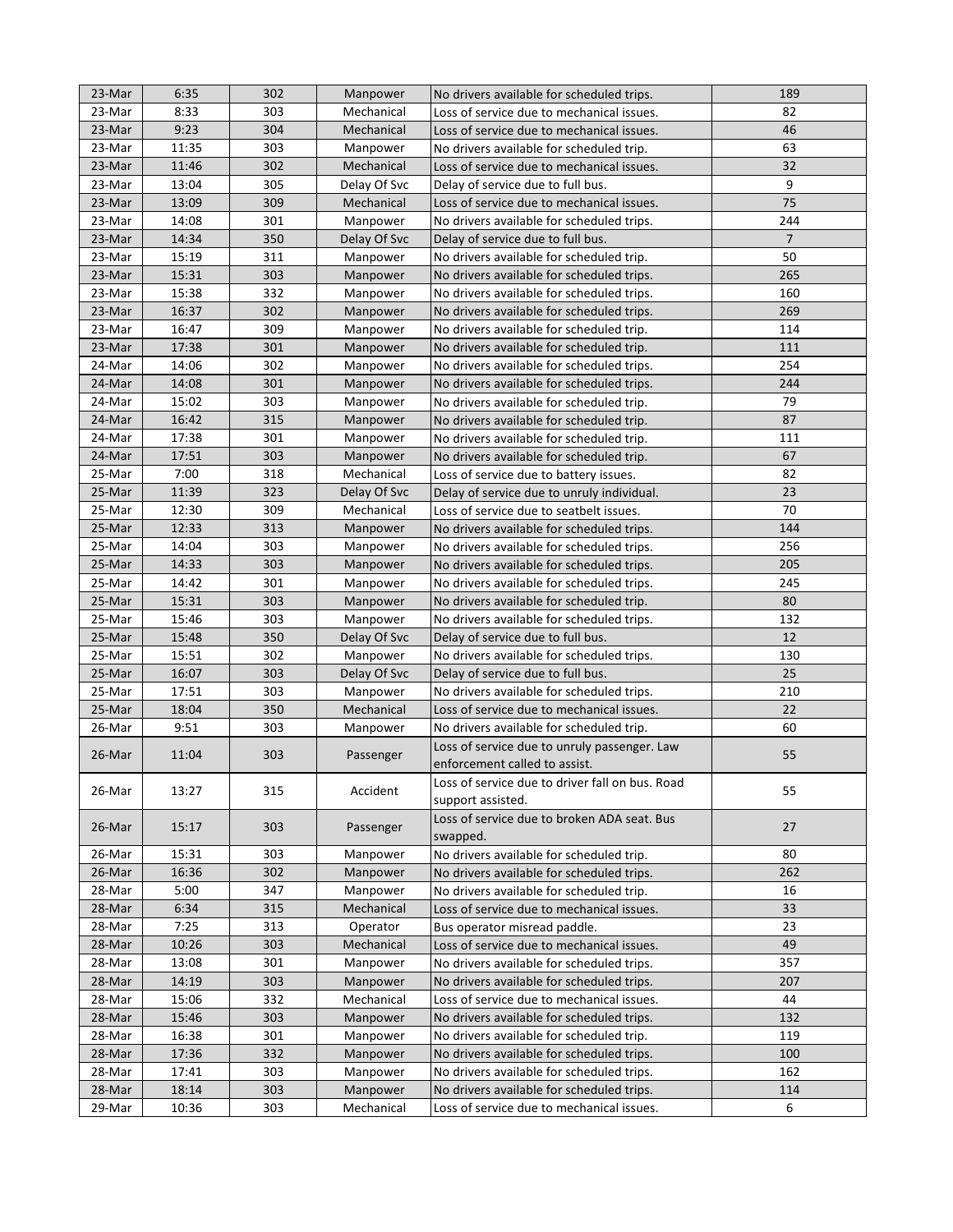| | | | | | |
|---|---|---|---|---|---|
| 23-Mar | 6:35 | 302 | Manpower | No drivers available for scheduled trips. | 189 |
| 23-Mar | 8:33 | 303 | Mechanical | Loss of service due to mechanical issues. | 82 |
| 23-Mar | 9:23 | 304 | Mechanical | Loss of service due to mechanical issues. | 46 |
| 23-Mar | 11:35 | 303 | Manpower | No drivers available for scheduled trip. | 63 |
| 23-Mar | 11:46 | 302 | Mechanical | Loss of service due to mechanical issues. | 32 |
| 23-Mar | 13:04 | 305 | Delay Of Svc | Delay of service due to full bus. | 9 |
| 23-Mar | 13:09 | 309 | Mechanical | Loss of service due to mechanical issues. | 75 |
| 23-Mar | 14:08 | 301 | Manpower | No drivers available for scheduled trips. | 244 |
| 23-Mar | 14:34 | 350 | Delay Of Svc | Delay of service due to full bus. | 7 |
| 23-Mar | 15:19 | 311 | Manpower | No drivers available for scheduled trip. | 50 |
| 23-Mar | 15:31 | 303 | Manpower | No drivers available for scheduled trips. | 265 |
| 23-Mar | 15:38 | 332 | Manpower | No drivers available for scheduled trips. | 160 |
| 23-Mar | 16:37 | 302 | Manpower | No drivers available for scheduled trips. | 269 |
| 23-Mar | 16:47 | 309 | Manpower | No drivers available for scheduled trip. | 114 |
| 23-Mar | 17:38 | 301 | Manpower | No drivers available for scheduled trip. | 111 |
| 24-Mar | 14:06 | 302 | Manpower | No drivers available for scheduled trips. | 254 |
| 24-Mar | 14:08 | 301 | Manpower | No drivers available for scheduled trips. | 244 |
| 24-Mar | 15:02 | 303 | Manpower | No drivers available for scheduled trip. | 79 |
| 24-Mar | 16:42 | 315 | Manpower | No drivers available for scheduled trip. | 87 |
| 24-Mar | 17:38 | 301 | Manpower | No drivers available for scheduled trip. | 111 |
| 24-Mar | 17:51 | 303 | Manpower | No drivers available for scheduled trip. | 67 |
| 25-Mar | 7:00 | 318 | Mechanical | Loss of service due to battery issues. | 82 |
| 25-Mar | 11:39 | 323 | Delay Of Svc | Delay of service due to unruly individual. | 23 |
| 25-Mar | 12:30 | 309 | Mechanical | Loss of service due to seatbelt issues. | 70 |
| 25-Mar | 12:33 | 313 | Manpower | No drivers available for scheduled trips. | 144 |
| 25-Mar | 14:04 | 303 | Manpower | No drivers available for scheduled trips. | 256 |
| 25-Mar | 14:33 | 303 | Manpower | No drivers available for scheduled trips. | 205 |
| 25-Mar | 14:42 | 301 | Manpower | No drivers available for scheduled trips. | 245 |
| 25-Mar | 15:31 | 303 | Manpower | No drivers available for scheduled trip. | 80 |
| 25-Mar | 15:46 | 303 | Manpower | No drivers available for scheduled trips. | 132 |
| 25-Mar | 15:48 | 350 | Delay Of Svc | Delay of service due to full bus. | 12 |
| 25-Mar | 15:51 | 302 | Manpower | No drivers available for scheduled trips. | 130 |
| 25-Mar | 16:07 | 303 | Delay Of Svc | Delay of service due to full bus. | 25 |
| 25-Mar | 17:51 | 303 | Manpower | No drivers available for scheduled trips. | 210 |
| 25-Mar | 18:04 | 350 | Mechanical | Loss of service due to mechanical issues. | 22 |
| 26-Mar | 9:51 | 303 | Manpower | No drivers available for scheduled trip. | 60 |
| 26-Mar | 11:04 | 303 | Passenger | Loss of service due to unruly passenger. Law enforcement called to assist. | 55 |
| 26-Mar | 13:27 | 315 | Accident | Loss of service due to driver fall on bus. Road support assisted. | 55 |
| 26-Mar | 15:17 | 303 | Passenger | Loss of service due to broken ADA seat. Bus swapped. | 27 |
| 26-Mar | 15:31 | 303 | Manpower | No drivers available for scheduled trip. | 80 |
| 26-Mar | 16:36 | 302 | Manpower | No drivers available for scheduled trips. | 262 |
| 28-Mar | 5:00 | 347 | Manpower | No drivers available for scheduled trip. | 16 |
| 28-Mar | 6:34 | 315 | Mechanical | Loss of service due to mechanical issues. | 33 |
| 28-Mar | 7:25 | 313 | Operator | Bus operator misread paddle. | 23 |
| 28-Mar | 10:26 | 303 | Mechanical | Loss of service due to mechanical issues. | 49 |
| 28-Mar | 13:08 | 301 | Manpower | No drivers available for scheduled trips. | 357 |
| 28-Mar | 14:19 | 303 | Manpower | No drivers available for scheduled trips. | 207 |
| 28-Mar | 15:06 | 332 | Mechanical | Loss of service due to mechanical issues. | 44 |
| 28-Mar | 15:46 | 303 | Manpower | No drivers available for scheduled trips. | 132 |
| 28-Mar | 16:38 | 301 | Manpower | No drivers available for scheduled trip. | 119 |
| 28-Mar | 17:36 | 332 | Manpower | No drivers available for scheduled trips. | 100 |
| 28-Mar | 17:41 | 303 | Manpower | No drivers available for scheduled trips. | 162 |
| 28-Mar | 18:14 | 303 | Manpower | No drivers available for scheduled trips. | 114 |
| 29-Mar | 10:36 | 303 | Mechanical | Loss of service due to mechanical issues. | 6 |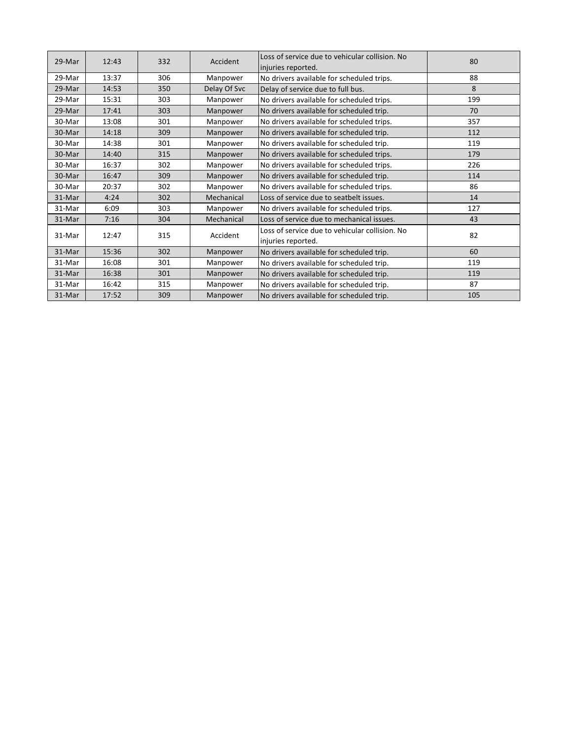| | | | | | |
|---|---|---|---|---|---|
| 29-Mar | 12:43 | 332 | Accident | Loss of service due to vehicular collision. No injuries reported. | 80 |
| 29-Mar | 13:37 | 306 | Manpower | No drivers available for scheduled trips. | 88 |
| 29-Mar | 14:53 | 350 | Delay Of Svc | Delay of service due to full bus. | 8 |
| 29-Mar | 15:31 | 303 | Manpower | No drivers available for scheduled trips. | 199 |
| 29-Mar | 17:41 | 303 | Manpower | No drivers available for scheduled trip. | 70 |
| 30-Mar | 13:08 | 301 | Manpower | No drivers available for scheduled trips. | 357 |
| 30-Mar | 14:18 | 309 | Manpower | No drivers available for scheduled trip. | 112 |
| 30-Mar | 14:38 | 301 | Manpower | No drivers available for scheduled trip. | 119 |
| 30-Mar | 14:40 | 315 | Manpower | No drivers available for scheduled trips. | 179 |
| 30-Mar | 16:37 | 302 | Manpower | No drivers available for scheduled trips. | 226 |
| 30-Mar | 16:47 | 309 | Manpower | No drivers available for scheduled trip. | 114 |
| 30-Mar | 20:37 | 302 | Manpower | No drivers available for scheduled trips. | 86 |
| 31-Mar | 4:24 | 302 | Mechanical | Loss of service due to seatbelt issues. | 14 |
| 31-Mar | 6:09 | 303 | Manpower | No drivers available for scheduled trips. | 127 |
| 31-Mar | 7:16 | 304 | Mechanical | Loss of service due to mechanical issues. | 43 |
| 31-Mar | 12:47 | 315 | Accident | Loss of service due to vehicular collision. No injuries reported. | 82 |
| 31-Mar | 15:36 | 302 | Manpower | No drivers available for scheduled trip. | 60 |
| 31-Mar | 16:08 | 301 | Manpower | No drivers available for scheduled trip. | 119 |
| 31-Mar | 16:38 | 301 | Manpower | No drivers available for scheduled trip. | 119 |
| 31-Mar | 16:42 | 315 | Manpower | No drivers available for scheduled trip. | 87 |
| 31-Mar | 17:52 | 309 | Manpower | No drivers available for scheduled trip. | 105 |